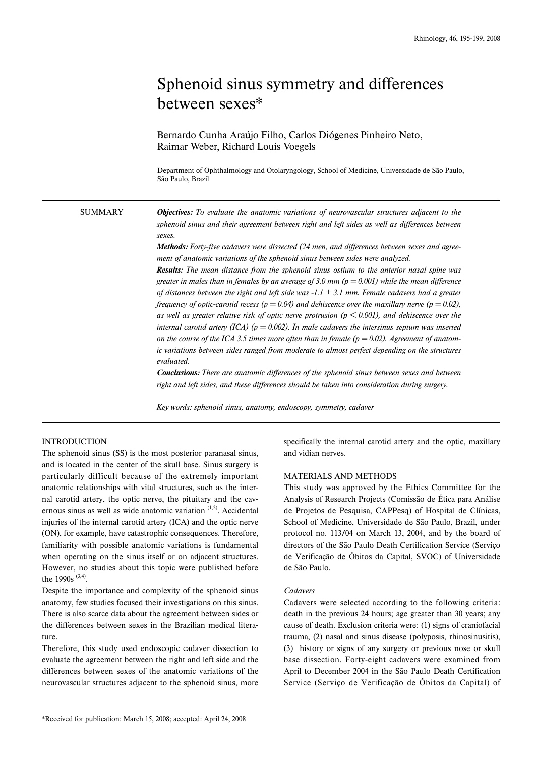# Sphenoid sinus symmetry and differences between sexes*

Bernardo Cunha Araújo Filho, Carlos Diógenes Pinheiro Neto, Raimar Weber, Richard Louis Voegels

Department of Ophthalmology and Otolaryngology, School of Medicine, Universidade de São Paulo, São Paulo, Brazil

## SUMMARY

***Objectives:*** *To evaluate the anatomic variations of neurovascular structures adjacent to the sphenoid sinus and their agreement between right and left sides as well as differences between sexes.*

***Methods:*** *Forty-five cadavers were dissected (24 men, and differences between sexes and agreement of anatomic variations of the sphenoid sinus between sides were analyzed.*

***Results:*** *The mean distance from the sphenoid sinus ostium to the anterior nasal spine was greater in males than in females by an average of 3.0 mm ($p = 0.001$) while the mean difference of distances between the right and left side was -1.1 ± 3.1 mm. Female cadavers had a greater frequency of optic-carotid recess ($p = 0.04$) and dehiscence over the maxillary nerve ($p = 0.02$), as well as greater relative risk of optic nerve protrusion ($p < 0.001$), and dehiscence over the internal carotid artery (ICA) ($p = 0.002$). In male cadavers the intersinus septum was inserted on the course of the ICA 3.5 times more often than in female ($p = 0.02$). Agreement of anatomic variations between sides ranged from moderate to almost perfect depending on the structures evaluated.*

***Conclusions:*** *There are anatomic differences of the sphenoid sinus between sexes and between right and left sides, and these differences should be taken into consideration during surgery.*

*Key words: sphenoid sinus, anatomy, endoscopy, symmetry, cadaver*

## INTRODUCTION

The sphenoid sinus (SS) is the most posterior paranasal sinus, and is located in the center of the skull base. Sinus surgery is particularly difficult because of the extremely important anatomic relationships with vital structures, such as the internal carotid artery, the optic nerve, the pituitary and the cavernous sinus as well as wide anatomic variation [1,2]. Accidental injuries of the internal carotid artery (ICA) and the optic nerve (ON), for example, have catastrophic consequences. Therefore, familiarity with possible anatomic variations is fundamental when operating on the sinus itself or on adjacent structures. However, no studies about this topic were published before the 1990s [3,4].

Despite the importance and complexity of the sphenoid sinus anatomy, few studies focused their investigations on this sinus. There is also scarce data about the agreement between sides or the differences between sexes in the Brazilian medical literature.

Therefore, this study used endoscopic cadaver dissection to evaluate the agreement between the right and left side and the differences between sexes of the anatomic variations of the neurovascular structures adjacent to the sphenoid sinus, more specifically the internal carotid artery and the optic, maxillary and vidian nerves.

## MATERIALS AND METHODS

This study was approved by the Ethics Committee for the Analysis of Research Projects (Comissão de Ética para Análise de Projetos de Pesquisa, CAPPesq) of Hospital de Clínicas, School of Medicine, Universidade de São Paulo, Brazil, under protocol no. 113/04 on March 13, 2004, and by the board of directors of the São Paulo Death Certification Service (Serviço de Verificação de Óbitos da Capital, SVOC) of Universidade de São Paulo.

### *Cadavers*

Cadavers were selected according to the following criteria: death in the previous 24 hours; age greater than 30 years; any cause of death. Exclusion criteria were: (1) signs of craniofacial trauma, (2) nasal and sinus disease (polyposis, rhinosinusitis), (3) history or signs of any surgery or previous nose or skull base dissection. Forty-eight cadavers were examined from April to December 2004 in the São Paulo Death Certification Service (Serviço de Verificação de Óbitos da Capital) of

*Received for publication: March 15, 2008; accepted: April 24, 2008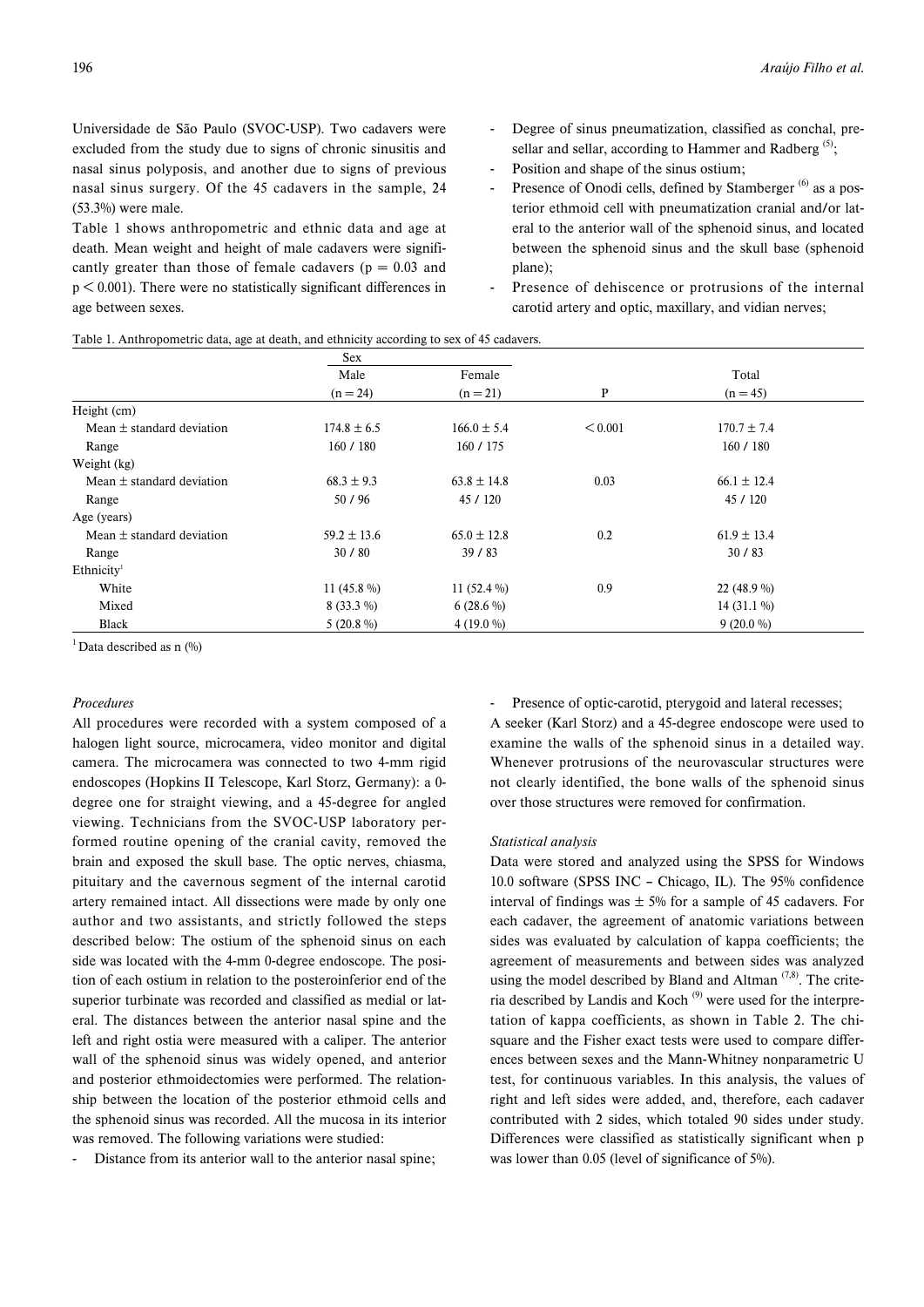Universidade de São Paulo (SVOC-USP). Two cadavers were excluded from the study due to signs of chronic sinusitis and nasal sinus polyposis, and another due to signs of previous nasal sinus surgery. Of the 45 cadavers in the sample, 24 (53.3%) were male.

Table 1 shows anthropometric and ethnic data and age at death. Mean weight and height of male cadavers were significantly greater than those of female cadavers ($p = 0.03$ and $p < 0.001$). There were no statistically significant differences in age between sexes.

Table 1. Anthropometric data, age at death, and ethnicity according to sex of 45 cadavers.

| | Sex | | | |
|---|---|---|---|---|
| | Male (n = 24) | Female (n = 21) | P | Total (n = 45) |
| Height (cm) | | | | |
| Mean ± standard deviation | 174.8 ± 6.5 | 166.0 ± 5.4 | < 0.001 | 170.7 ± 7.4 |
| Range | 160 / 180 | 160 / 175 | | 160 / 180 |
| Weight (kg) | | | | |
| Mean ± standard deviation | 68.3 ± 9.3 | 63.8 ± 14.8 | 0.03 | 66.1 ± 12.4 |
| Range | 50 / 96 | 45 / 120 | | 45 / 120 |
| Age (years) | | | | |
| Mean ± standard deviation | 59.2 ± 13.6 | 65.0 ± 12.8 | 0.2 | 61.9 ± 13.4 |
| Range | 30 / 80 | 39 / 83 | | 30 / 83 |
| Ethnicity[1] | | | | |
| White | 11 (45.8 %) | 11 (52.4 %) | 0.9 | 22 (48.9 %) |
| Mixed | 8 (33.3 %) | 6 (28.6 %) | | 14 (31.1 %) |
| Black | 5 (20.8 %) | 4 (19.0 %) | | 9 (20.0 %) |

[1] Data described as n (%)

*Procedures*

All procedures were recorded with a system composed of a halogen light source, microcamera, video monitor and digital camera. The microcamera was connected to two 4-mm rigid endoscopes (Hopkins II Telescope, Karl Storz, Germany): a 0-degree one for straight viewing, and a 45-degree for angled viewing. Technicians from the SVOC-USP laboratory performed routine opening of the cranial cavity, removed the brain and exposed the skull base. The optic nerves, chiasma, pituitary and the cavernous segment of the internal carotid artery remained intact. All dissections were made by only one author and two assistants, and strictly followed the steps described below: The ostium of the sphenoid sinus on each side was located with the 4-mm 0-degree endoscope. The position of each ostium in relation to the posteroinferior end of the superior turbinate was recorded and classified as medial or lateral. The distances between the anterior nasal spine and the left and right ostia were measured with a caliper. The anterior wall of the sphenoid sinus was widely opened, and anterior and posterior ethmoidectomies were performed. The relationship between the location of the posterior ethmoid cells and the sphenoid sinus was recorded. All the mucosa in its interior was removed. The following variations were studied:

- Distance from its anterior wall to the anterior nasal spine;
- Degree of sinus pneumatization, classified as conchal, presellar and sellar, according to Hammer and Radberg [5];
- Position and shape of the sinus ostium;
- Presence of Onodi cells, defined by Stamberger [6] as a posterior ethmoid cell with pneumatization cranial and/or lateral to the anterior wall of the sphenoid sinus, and located between the sphenoid sinus and the skull base (sphenoid plane);
- Presence of dehiscence or protrusions of the internal carotid artery and optic, maxillary, and vidian nerves;
- Presence of optic-carotid, pterygoid and lateral recesses;

A seeker (Karl Storz) and a 45-degree endoscope were used to examine the walls of the sphenoid sinus in a detailed way. Whenever protrusions of the neurovascular structures were not clearly identified, the bone walls of the sphenoid sinus over those structures were removed for confirmation.

*Statistical analysis*

Data were stored and analyzed using the SPSS for Windows 10.0 software (SPSS INC – Chicago, IL). The 95% confidence interval of findings was ± 5% for a sample of 45 cadavers. For each cadaver, the agreement of anatomic variations between sides was evaluated by calculation of kappa coefficients; the agreement of measurements and between sides was analyzed using the model described by Bland and Altman [7,8]. The criteria described by Landis and Koch [9] were used for the interpretation of kappa coefficients, as shown in Table 2. The chi-square and the Fisher exact tests were used to compare differences between sexes and the Mann-Whitney nonparametric U test, for continuous variables. In this analysis, the values of right and left sides were added, and, therefore, each cadaver contributed with 2 sides, which totaled 90 sides under study. Differences were classified as statistically significant when p was lower than 0.05 (level of significance of 5%).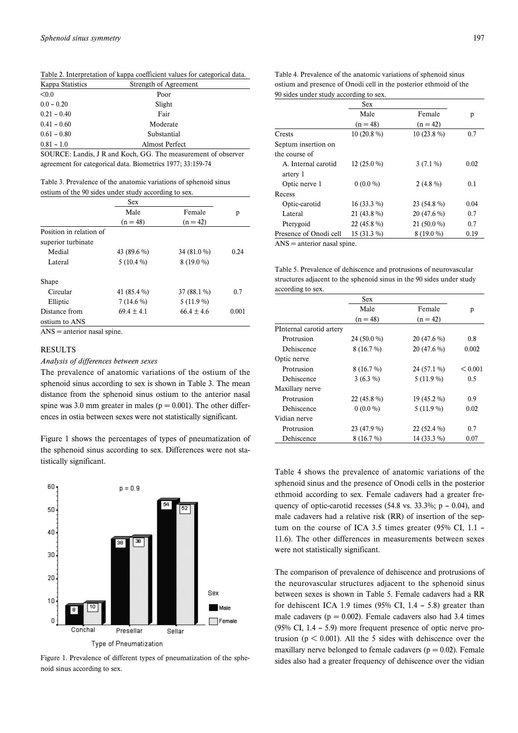Table 2. Interpretation of kappa coefficient values for categorical data.

| Kappa Statistics | Strength of Agreement |
|---|---|
| <0.0 | Poor |
| 0.0 – 0.20 | Slight |
| 0.21 – 0.40 | Fair |
| 0.41 – 0.60 | Moderate |
| 0.61 – 0.80 | Substantial |
| 0.81 – 1.0 | Almost Perfect |

SOURCE: Landis, J R and Koch, GG. The measurement of observer agreement for categorical data. Biometrics 1977; 33:159-74

Table 3. Prevalence of the anatomic variations of sphenoid sinus ostium of the 90 sides under study according to sex.

| | Sex | | p |
|---|---|---|---|
| | Male (n = 48) | Female (n = 42) | |
| Position in relation of superior turbinate | | | |
| Medial | 43 (89.6 %) | 34 (81.0 %) | 0.24 |
| Lateral | 5 (10.4 %) | 8 (19.0 %) | |
| Shape | | | |
| Circular | 41 (85.4 %) | 37 (88.1 %) | 0.7 |
| Elliptic | 7 (14.6 %) | 5 (11.9 %) | |
| Distance from ostium to ANS | $69.4 \pm 4.1$ | $66.4 \pm 4.6$ | 0.001 |

ANS = anterior nasal spine.

## RESULTS

*Analysis of differences between sexes*

The prevalence of anatomic variations of the ostium of the sphenoid sinus according to sex is shown in Table 3. The mean distance from the sphenoid sinus ostium to the anterior nasal spine was 3.0 mm greater in males ($p = 0.001$). The other differences in ostia between sexes were not statistically significant.

Figure 1 shows the percentages of types of pneumatization of the sphenoid sinus according to sex. Differences were not statistically significant.

Figure 1. Prevalence of different types of pneumatization of the sphenoid sinus according to sex.

Table 4. Prevalence of the anatomic variations of sphenoid sinus ostium and presence of Onodi cell in the posterior ethmoid of the 90 sides under study according to sex.

| | Sex | | p |
|---|---|---|---|
| | Male (n = 48) | Female (n = 42) | |
| Crests | 10 (20.8 %) | 10 (23.8 %) | 0.7 |
| Septum insertion on the course of | | | |
| A. Internal carotid artery 1 | 12 (25.0 %) | 3 (7.1 %) | 0.02 |
| Optic nerve 1 | 0 (0.0 %) | 2 (4.8 %) | 0.1 |
| Recess | | | |
| Optic-carotid | 16 (33.3 %) | 23 (54.8 %) | 0.04 |
| Lateral | 21 (43.8 %) | 20 (47.6 %) | 0.7 |
| Pterygoid | 22 (45.8 %) | 21 (50.0 %) | 0.7 |
| Presence of Onodi cell | 15 (31.3 %) | 8 (19.0 %) | 0.19 |

ANS = anterior nasal spine.

Table 5. Prevalence of dehiscence and protrusions of neurovascular structures adjacent to the sphenoid sinus in the 90 sides under study according to sex.

| | Sex | | p |
|---|---|---|---|
| | Male (n = 48) | Female (n = 42) | |
| PInternal carotid artery | | | |
| Protrusion | 24 (50.0 %) | 20 (47.6 %) | 0.8 |
| Dehiscence | 8 (16.7 %) | 20 (47.6 %) | 0.002 |
| Optic nerve | | | |
| Protrusion | 8 (16.7 %) | 24 (57.1 %) | < 0.001 |
| Dehiscence | 3 (6.3 %) | 5 (11.9 %) | 0.5 |
| Maxillary nerve | | | |
| Protrusion | 22 (45.8 %) | 19 (45.2 %) | 0.9 |
| Dehiscence | 0 (0.0 %) | 5 (11.9 %) | 0.02 |
| Vidian nerve | | | |
| Protrusion | 23 (47.9 %) | 22 (52.4 %) | 0.7 |
| Dehiscence | 8 (16.7 %) | 14 (33.3 %) | 0.07 |

Table 4 shows the prevalence of anatomic variations of the sphenoid sinus and the presence of Onodi cells in the posterior ethmoid according to sex. Female cadavers had a greater frequency of optic-carotid recesses (54.8 vs. 33.3%; p – 0.04), and male cadavers had a relative risk (RR) of insertion of the septum on the course of ICA 3.5 times greater (95% CI, 1.1 – 11.6). The other differences in measurements between sexes were not statistically significant.

The comparison of prevalence of dehiscence and protrusions of the neurovascular structures adjacent to the sphenoid sinus between sexes is shown in Table 5. Female cadavers had a RR for dehiscent ICA 1.9 times (95% CI, 1.4 – 5.8) greater than male cadavers ($p = 0.002$). Female cadavers also had 3.4 times (95% CI, 1.4 – 5.9) more frequent presence of optic nerve protrusion ($p < 0.001$). All the 5 sides with dehiscence over the maxillary nerve belonged to female cadavers ($p = 0.02$). Female sides also had a greater frequency of dehiscence over the vidian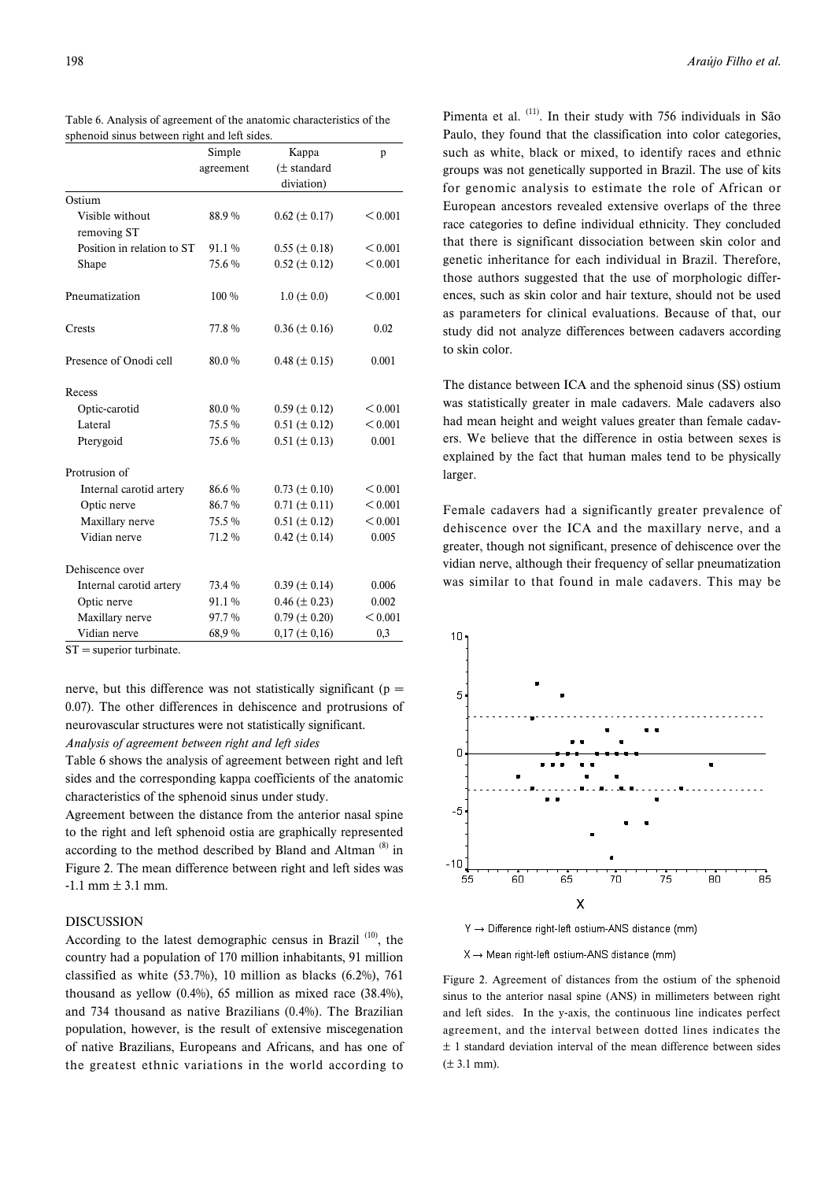Table 6. Analysis of agreement of the anatomic characteristics of the sphenoid sinus between right and left sides.

| | Simple agreement | Kappa (± standard diviation) | p |
|---|---|---|---|
| Ostium | | | |
| Visible without removing ST | 88.9 % | 0.62 (± 0.17) | < 0.001 |
| Position in relation to ST | 91.1 % | 0.55 (± 0.18) | < 0.001 |
| Shape | 75.6 % | 0.52 (± 0.12) | < 0.001 |
| Pneumatization | 100 % | 1.0 (± 0.0) | < 0.001 |
| Crests | 77.8 % | 0.36 (± 0.16) | 0.02 |
| Presence of Onodi cell | 80.0 % | 0.48 (± 0.15) | 0.001 |
| Recess | | | |
| Optic-carotid | 80.0 % | 0.59 (± 0.12) | < 0.001 |
| Lateral | 75.5 % | 0.51 (± 0.12) | < 0.001 |
| Pterygoid | 75.6 % | 0.51 (± 0.13) | 0.001 |
| Protrusion of | | | |
| Internal carotid artery | 86.6 % | 0.73 (± 0.10) | < 0.001 |
| Optic nerve | 86.7 % | 0.71 (± 0.11) | < 0.001 |
| Maxillary nerve | 75.5 % | 0.51 (± 0.12) | < 0.001 |
| Vidian nerve | 71.2 % | 0.42 (± 0.14) | 0.005 |
| Dehiscence over | | | |
| Internal carotid artery | 73.4 % | 0.39 (± 0.14) | 0.006 |
| Optic nerve | 91.1 % | 0.46 (± 0.23) | 0.002 |
| Maxillary nerve | 97.7 % | 0.79 (± 0.20) | < 0.001 |
| Vidian nerve | 68,9 % | 0,17 (± 0,16) | 0,3 |

ST = superior turbinate.

nerve, but this difference was not statistically significant ($p = 0.07$). The other differences in dehiscence and protrusions of neurovascular structures were not statistically significant.

*Analysis of agreement between right and left sides*

Table 6 shows the analysis of agreement between right and left sides and the corresponding kappa coefficients of the anatomic characteristics of the sphenoid sinus under study.

Agreement between the distance from the anterior nasal spine to the right and left sphenoid ostia are graphically represented according to the method described by Bland and Altman [8] in Figure 2. The mean difference between right and left sides was -1.1 mm ± 3.1 mm.

## DISCUSSION

According to the latest demographic census in Brazil [10], the country had a population of 170 million inhabitants, 91 million classified as white (53.7%), 10 million as blacks (6.2%), 761 thousand as yellow (0.4%), 65 million as mixed race (38.4%), and 734 thousand as native Brazilians (0.4%). The Brazilian population, however, is the result of extensive miscegenation of native Brazilians, Europeans and Africans, and has one of the greatest ethnic variations in the world according to Pimenta et al. [11]. In their study with 756 individuals in São Paulo, they found that the classification into color categories, such as white, black or mixed, to identify races and ethnic groups was not genetically supported in Brazil. The use of kits for genomic analysis to estimate the role of African or European ancestors revealed extensive overlaps of the three race categories to define individual ethnicity. They concluded that there is significant dissociation between skin color and genetic inheritance for each individual in Brazil. Therefore, those authors suggested that the use of morphologic differences, such as skin color and hair texture, should not be used as parameters for clinical evaluations. Because of that, our study did not analyze differences between cadavers according to skin color.

The distance between ICA and the sphenoid sinus (SS) ostium was statistically greater in male cadavers. Male cadavers also had mean height and weight values greater than female cadavers. We believe that the difference in ostia between sexes is explained by the fact that human males tend to be physically larger.

Female cadavers had a significantly greater prevalence of dehiscence over the ICA and the maxillary nerve, and a greater, though not significant, presence of dehiscence over the vidian nerve, although their frequency of sellar pneumatization was similar to that found in male cadavers. This may be

Y → Difference right-left ostium-ANS distance (mm)

X → Mean right-left ostium-ANS distance (mm)

Figure 2. Agreement of distances from the ostium of the sphenoid sinus to the anterior nasal spine (ANS) in millimeters between right and left sides. In the y-axis, the continuous line indicates perfect agreement, and the interval between dotted lines indicates the ± 1 standard deviation interval of the mean difference between sides (± 3.1 mm).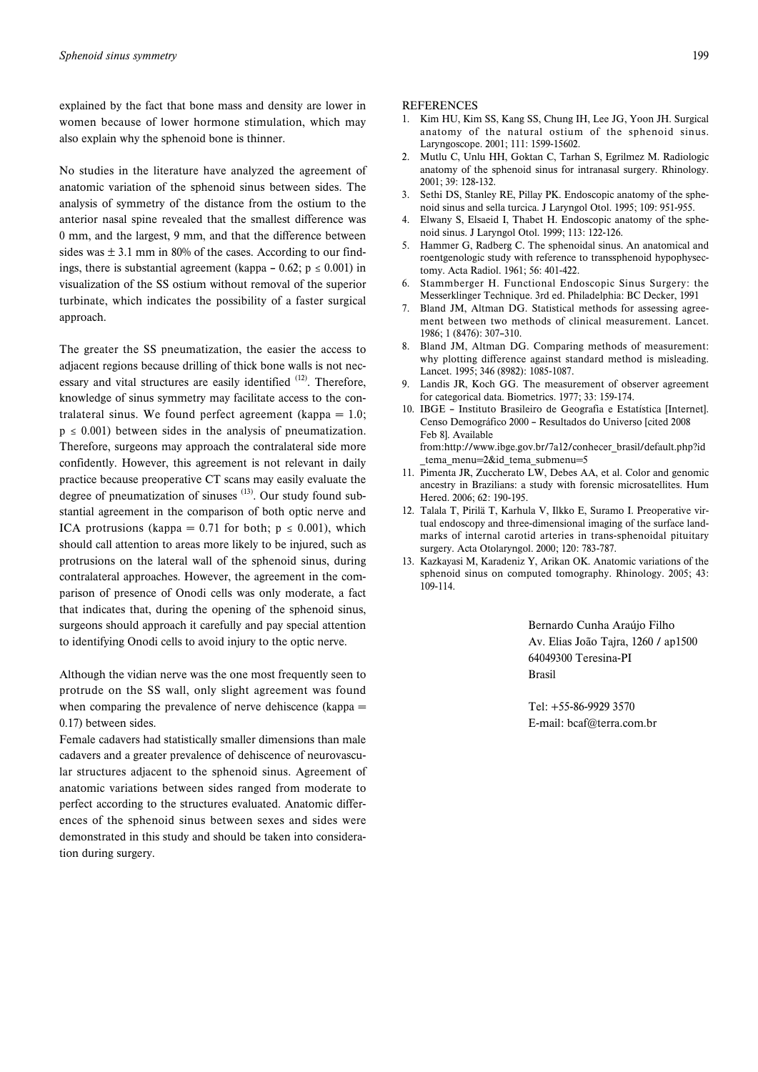explained by the fact that bone mass and density are lower in women because of lower hormone stimulation, which may also explain why the sphenoid bone is thinner.

No studies in the literature have analyzed the agreement of anatomic variation of the sphenoid sinus between sides. The analysis of symmetry of the distance from the ostium to the anterior nasal spine revealed that the smallest difference was 0 mm, and the largest, 9 mm, and that the difference between sides was ± 3.1 mm in 80% of the cases. According to our findings, there is substantial agreement (kappa – 0.62; $p \leq 0.001$) in visualization of the SS ostium without removal of the superior turbinate, which indicates the possibility of a faster surgical approach.

The greater the SS pneumatization, the easier the access to adjacent regions because drilling of thick bone walls is not necessary and vital structures are easily identified [12]. Therefore, knowledge of sinus symmetry may facilitate access to the contralateral sinus. We found perfect agreement (kappa = 1.0; $p \leq 0.001$) between sides in the analysis of pneumatization. Therefore, surgeons may approach the contralateral side more confidently. However, this agreement is not relevant in daily practice because preoperative CT scans may easily evaluate the degree of pneumatization of sinuses [13]. Our study found substantial agreement in the comparison of both optic nerve and ICA protrusions (kappa = 0.71 for both; $p \leq 0.001$), which should call attention to areas more likely to be injured, such as protrusions on the lateral wall of the sphenoid sinus, during contralateral approaches. However, the agreement in the comparison of presence of Onodi cells was only moderate, a fact that indicates that, during the opening of the sphenoid sinus, surgeons should approach it carefully and pay special attention to identifying Onodi cells to avoid injury to the optic nerve.

Although the vidian nerve was the one most frequently seen to protrude on the SS wall, only slight agreement was found when comparing the prevalence of nerve dehiscence (kappa = 0.17) between sides.

Female cadavers had statistically smaller dimensions than male cadavers and a greater prevalence of dehiscence of neurovascular structures adjacent to the sphenoid sinus. Agreement of anatomic variations between sides ranged from moderate to perfect according to the structures evaluated. Anatomic differences of the sphenoid sinus between sexes and sides were demonstrated in this study and should be taken into consideration during surgery.

## REFERENCES

1. Kim HU, Kim SS, Kang SS, Chung IH, Lee JG, Yoon JH. Surgical anatomy of the natural ostium of the sphenoid sinus. Laryngoscope. 2001; 111: 1599-15602.
2. Mutlu C, Unlu HH, Goktan C, Tarhan S, Egrilmez M. Radiologic anatomy of the sphenoid sinus for intranasal surgery. Rhinology. 2001; 39: 128-132.
3. Sethi DS, Stanley RE, Pillay PK. Endoscopic anatomy of the sphenoid sinus and sella turcica. J Laryngol Otol. 1995; 109: 951-955.
4. Elwany S, Elsaeid I, Thabet H. Endoscopic anatomy of the sphenoid sinus. J Laryngol Otol. 1999; 113: 122-126.
5. Hammer G, Radberg C. The sphenoidal sinus. An anatomical and roentgenologic study with reference to transsphenoid hypophysectomy. Acta Radiol. 1961; 56: 401-422.
6. Stammberger H. Functional Endoscopic Sinus Surgery: the Messerklinger Technique. 3rd ed. Philadelphia: BC Decker, 1991
7. Bland JM, Altman DG. Statistical methods for assessing agreement between two methods of clinical measurement. Lancet. 1986; 1 (8476): 307–310.
8. Bland JM, Altman DG. Comparing methods of measurement: why plotting difference against standard method is misleading. Lancet. 1995; 346 (8982): 1085-1087.
9. Landis JR, Koch GG. The measurement of observer agreement for categorical data. Biometrics. 1977; 33: 159-174.
10. IBGE – Instituto Brasileiro de Geografia e Estatística [Internet]. Censo Demográfico 2000 – Resultados do Universo [cited 2008 Feb 8]. Available from:http://www.ibge.gov.br/7a12/conhecer_brasil/default.php?id_tema_menu=2&id_tema_submenu=5
11. Pimenta JR, Zuccherato LW, Debes AA, et al. Color and genomic ancestry in Brazilians: a study with forensic microsatellites. Hum Hered. 2006; 62: 190-195.
12. Talala T, Pirilä T, Karhula V, Ilkko E, Suramo I. Preoperative virtual endoscopy and three-dimensional imaging of the surface landmarks of internal carotid arteries in trans-sphenoidal pituitary surgery. Acta Otolaryngol. 2000; 120: 783-787.
13. Kazkayasi M, Karadeniz Y, Arikan OK. Anatomic variations of the sphenoid sinus on computed tomography. Rhinology. 2005; 43: 109-114.

Bernardo Cunha Araújo Filho
Av. Elias João Tajra, 1260 / ap1500
64049300 Teresina-PI
Brasil

Tel: +55-86-9929 3570
E-mail: bcaf@terra.com.br